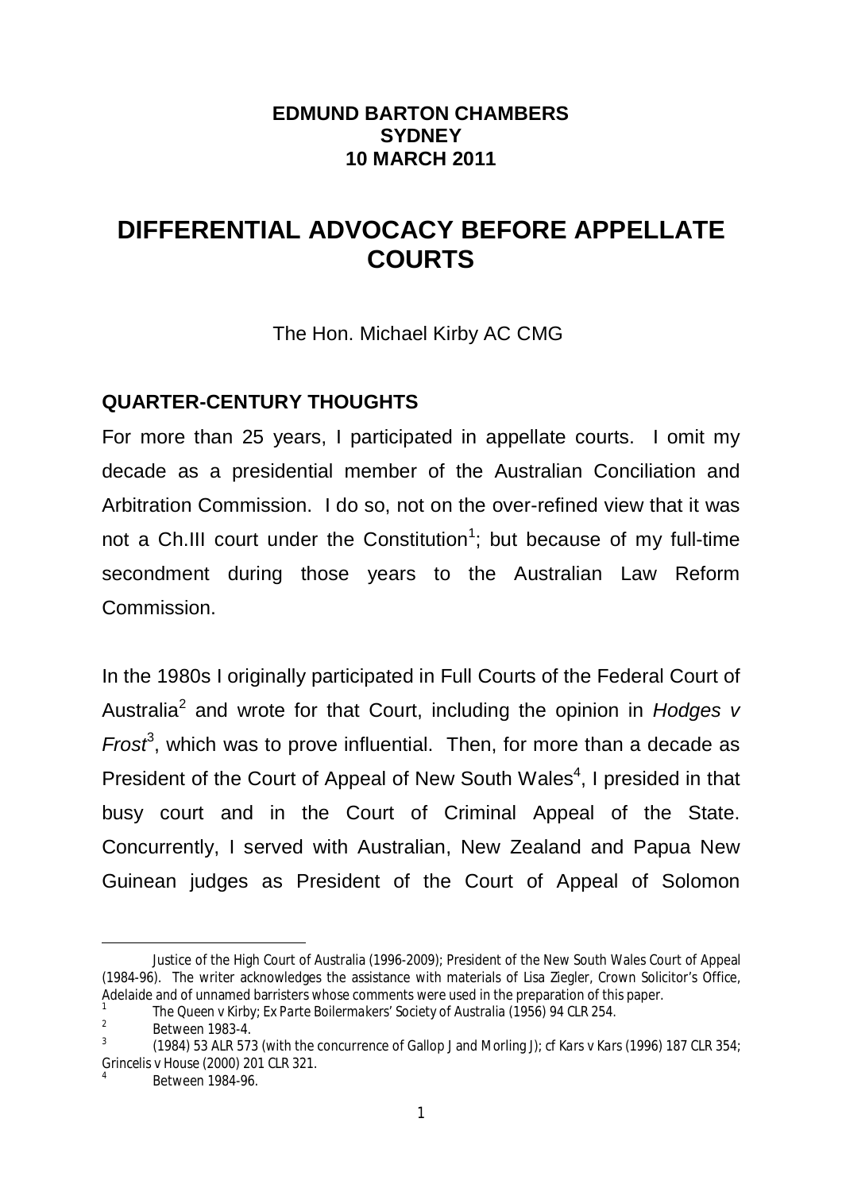**EDMUND BARTON CHAMBERS**
**SYDNEY**
**10 MARCH 2011**

# DIFFERENTIAL ADVOCACY BEFORE APPELLATE COURTS

The Hon. Michael Kirby AC CMG

## QUARTER-CENTURY THOUGHTS

For more than 25 years, I participated in appellate courts. I omit my decade as a presidential member of the Australian Conciliation and Arbitration Commission. I do so, not on the over-refined view that it was not a Ch.III court under the Constitution[1]; but because of my full-time secondment during those years to the Australian Law Reform Commission.

In the 1980s I originally participated in Full Courts of the Federal Court of Australia[2] and wrote for that Court, including the opinion in *Hodges v Frost*[3], which was to prove influential. Then, for more than a decade as President of the Court of Appeal of New South Wales[4], I presided in that busy court and in the Court of Criminal Appeal of the State. Concurrently, I served with Australian, New Zealand and Papua New Guinean judges as President of the Court of Appeal of Solomon

---

Justice of the High Court of Australia (1996-2009); President of the New South Wales Court of Appeal (1984-96). The writer acknowledges the assistance with materials of Lisa Ziegler, Crown Solicitor's Office, Adelaide and of unnamed barristers whose comments were used in the preparation of this paper.

[1] *The Queen v Kirby; Ex Parte Boilermakers' Society of Australia* (1956) 94 CLR 254.

[2] Between 1983-4.

[3] (1984) 53 ALR 573 (with the concurrence of Gallop J and Morling J); cf *Kars v Kars* (1996) 187 CLR 354; *Grincelis v House* (2000) 201 CLR 321.

[4] Between 1984-96.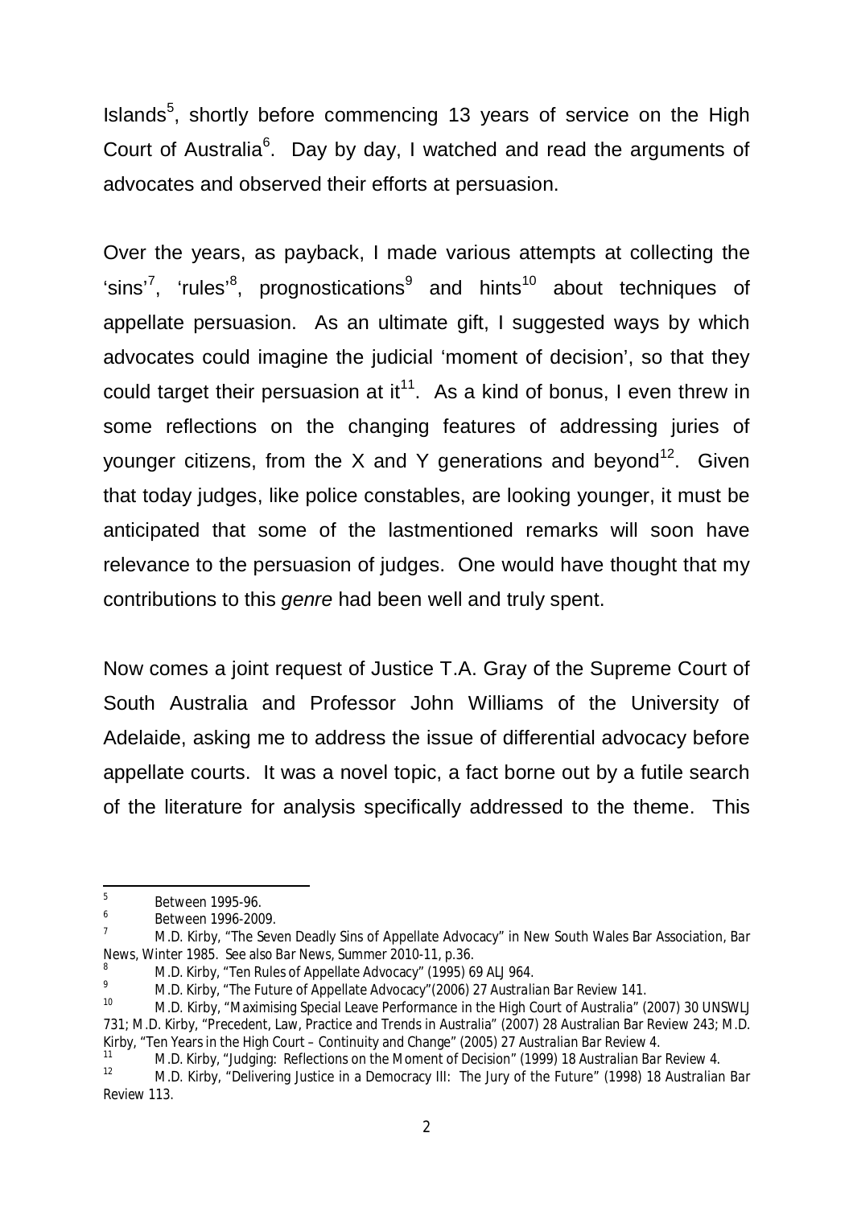Islands[5], shortly before commencing 13 years of service on the High Court of Australia[6]. Day by day, I watched and read the arguments of advocates and observed their efforts at persuasion.

Over the years, as payback, I made various attempts at collecting the 'sins'[7], 'rules'[8], prognostications[9] and hints[10] about techniques of appellate persuasion. As an ultimate gift, I suggested ways by which advocates could imagine the judicial 'moment of decision', so that they could target their persuasion at it[11]. As a kind of bonus, I even threw in some reflections on the changing features of addressing juries of younger citizens, from the X and Y generations and beyond[12]. Given that today judges, like police constables, are looking younger, it must be anticipated that some of the lastmentioned remarks will soon have relevance to the persuasion of judges. One would have thought that my contributions to this *genre* had been well and truly spent.

Now comes a joint request of Justice T.A. Gray of the Supreme Court of South Australia and Professor John Williams of the University of Adelaide, asking me to address the issue of differential advocacy before appellate courts. It was a novel topic, a fact borne out by a futile search of the literature for analysis specifically addressed to the theme. This

---

[5] Between 1995-96.

[6] Between 1996-2009.

[7] M.D. Kirby, "The Seven Deadly Sins of Appellate Advocacy" in New South Wales Bar Association, *Bar News*, Winter 1985. See also *Bar News*, Summer 2010-11, p.36.

[8] M.D. Kirby, "Ten Rules of Appellate Advocacy" (1995) 69 ALJ 964.

[9] M.D. Kirby, "The Future of Appellate Advocacy"(2006) 27 *Australian Bar Review* 141.

[10] M.D. Kirby, "Maximising Special Leave Performance in the High Court of Australia" (2007) 30 UNSWLJ 731; M.D. Kirby, "Precedent, Law, Practice and Trends in Australia" (2007) 28 Australian Bar Review 243; M.D. Kirby, "Ten Years in the High Court – Continuity and Change" (2005) 27 *Australian Bar Review* 4.

[11] M.D. Kirby, "Judging: Reflections on the Moment of Decision" (1999) 18 *Australian Bar Review* 4.

[12] M.D. Kirby, "Delivering Justice in a Democracy III: The Jury of the Future" (1998) 18 *Australian Bar Review* 113.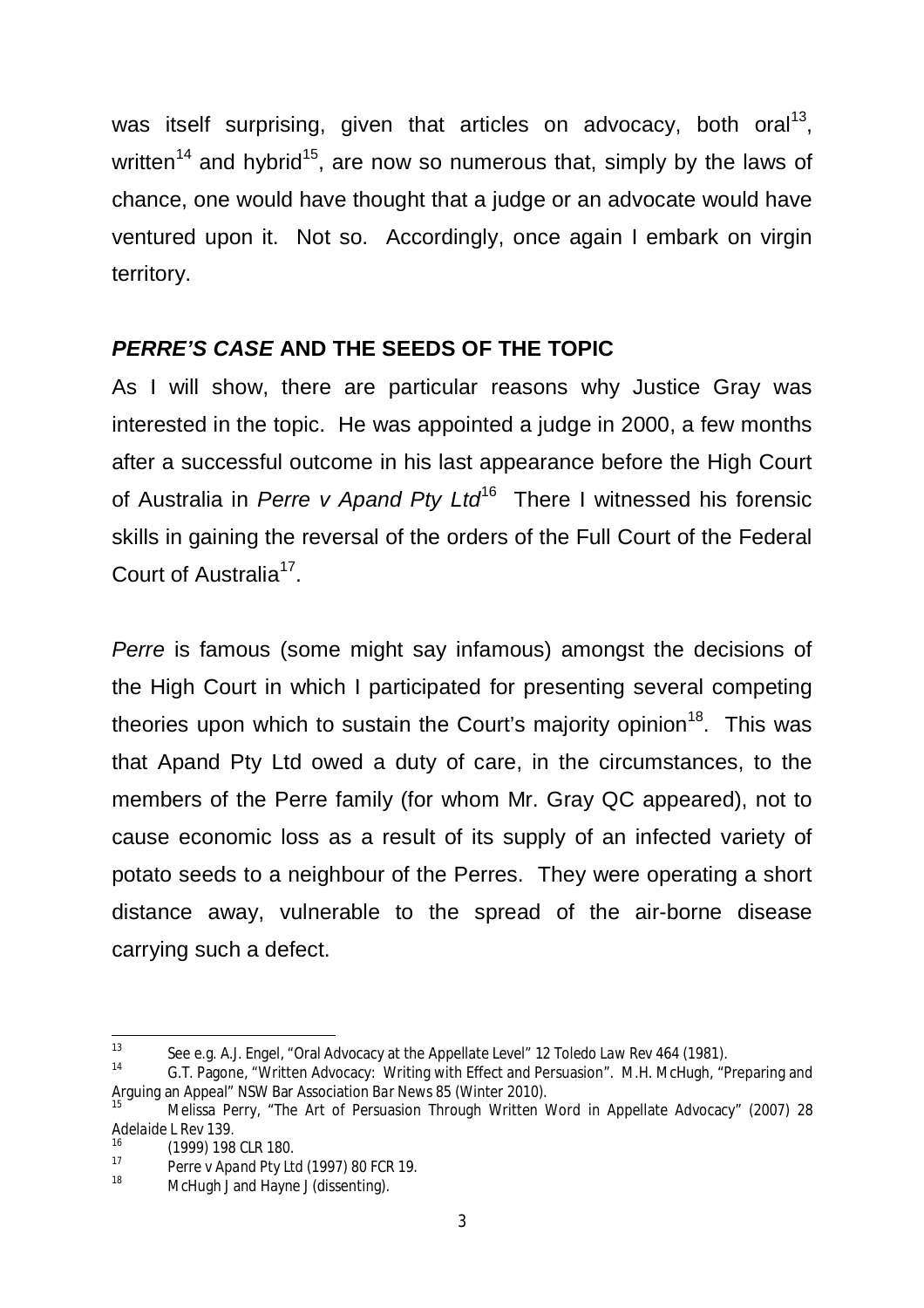was itself surprising, given that articles on advocacy, both oral[13], written[14] and hybrid[15], are now so numerous that, simply by the laws of chance, one would have thought that a judge or an advocate would have ventured upon it. Not so. Accordingly, once again I embark on virgin territory.

## *PERRE'S CASE* AND THE SEEDS OF THE TOPIC

As I will show, there are particular reasons why Justice Gray was interested in the topic. He was appointed a judge in 2000, a few months after a successful outcome in his last appearance before the High Court of Australia in *Perre v Apand Pty Ltd*[16] There I witnessed his forensic skills in gaining the reversal of the orders of the Full Court of the Federal Court of Australia[17].

*Perre* is famous (some might say infamous) amongst the decisions of the High Court in which I participated for presenting several competing theories upon which to sustain the Court's majority opinion[18]. This was that Apand Pty Ltd owed a duty of care, in the circumstances, to the members of the Perre family (for whom Mr. Gray QC appeared), not to cause economic loss as a result of its supply of an infected variety of potato seeds to a neighbour of the Perres. They were operating a short distance away, vulnerable to the spread of the air-borne disease carrying such a defect.

---

[13] See e.g. A.J. Engel, "Oral Advocacy at the Appellate Level" 12 *Toledo Law Rev* 464 (1981).

[14] G.T. Pagone, "Written Advocacy: Writing with Effect and Persuasion". M.H. McHugh, "Preparing and Arguing an Appeal" NSW Bar Association *Bar News* 85 (Winter 2010).

[15] Melissa Perry, "The Art of Persuasion Through Written Word in Appellate Advocacy" (2007) 28 *Adelaide L Rev* 139.

[16] (1999) 198 CLR 180.

[17] *Perre v Apand Pty Ltd* (1997) 80 FCR 19.

[18] McHugh J and Hayne J (dissenting).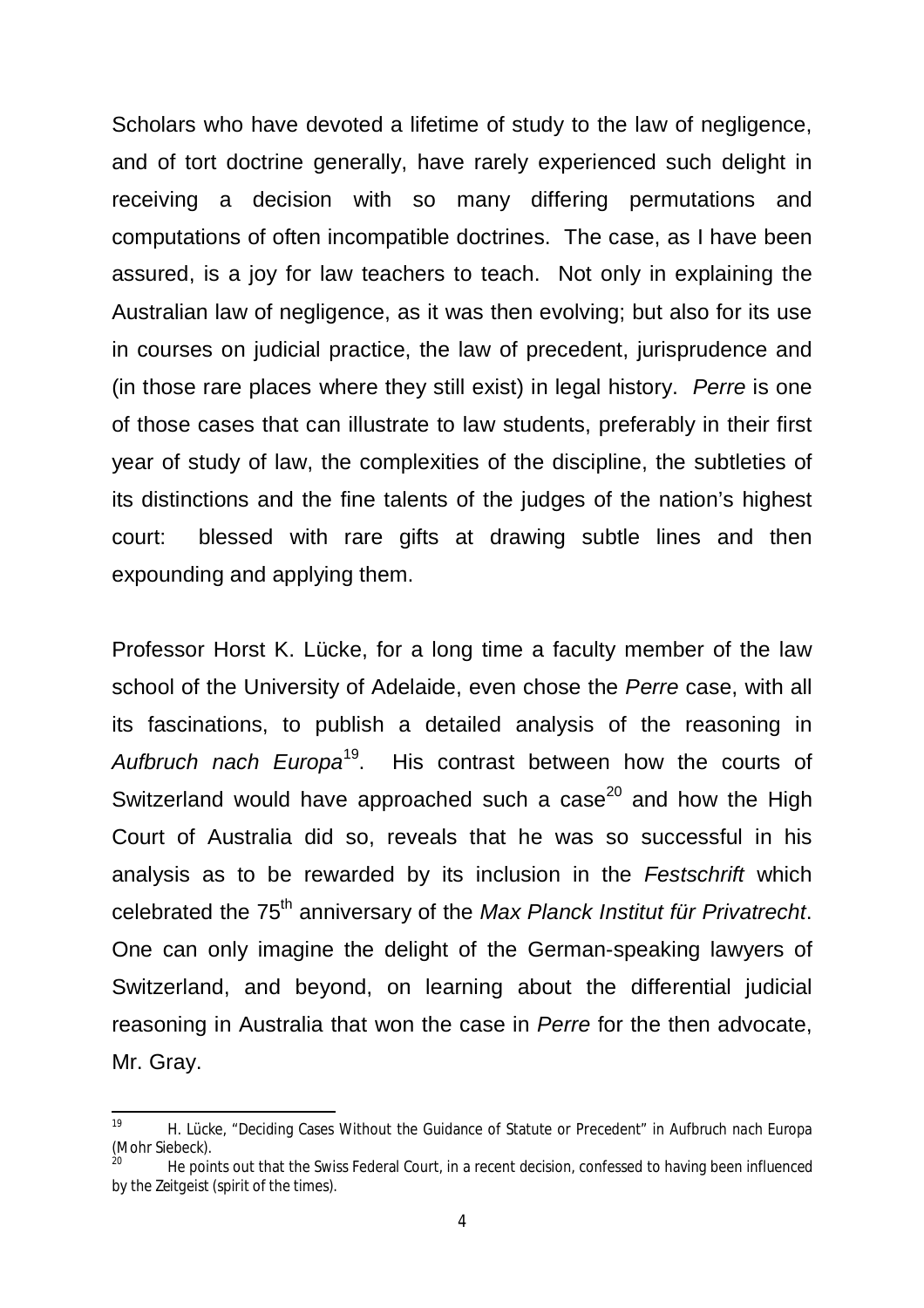Scholars who have devoted a lifetime of study to the law of negligence, and of tort doctrine generally, have rarely experienced such delight in receiving a decision with so many differing permutations and computations of often incompatible doctrines. The case, as I have been assured, is a joy for law teachers to teach. Not only in explaining the Australian law of negligence, as it was then evolving; but also for its use in courses on judicial practice, the law of precedent, jurisprudence and (in those rare places where they still exist) in legal history. *Perre* is one of those cases that can illustrate to law students, preferably in their first year of study of law, the complexities of the discipline, the subtleties of its distinctions and the fine talents of the judges of the nation's highest court: blessed with rare gifts at drawing subtle lines and then expounding and applying them.

Professor Horst K. Lücke, for a long time a faculty member of the law school of the University of Adelaide, even chose the *Perre* case, with all its fascinations, to publish a detailed analysis of the reasoning in *Aufbruch nach Europa*[19]. His contrast between how the courts of Switzerland would have approached such a case[20] and how the High Court of Australia did so, reveals that he was so successful in his analysis as to be rewarded by its inclusion in the *Festschrift* which celebrated the 75th anniversary of the *Max Planck Institut für Privatrecht*. One can only imagine the delight of the German-speaking lawyers of Switzerland, and beyond, on learning about the differential judicial reasoning in Australia that won the case in *Perre* for the then advocate, Mr. Gray.

---

[19] H. Lücke, "Deciding Cases Without the Guidance of Statute or Precedent" in Aufbruch nach Europa (Mohr Siebeck).

[20] He points out that the Swiss Federal Court, in a recent decision, confessed to having been influenced by the Zeitgeist (spirit of the times).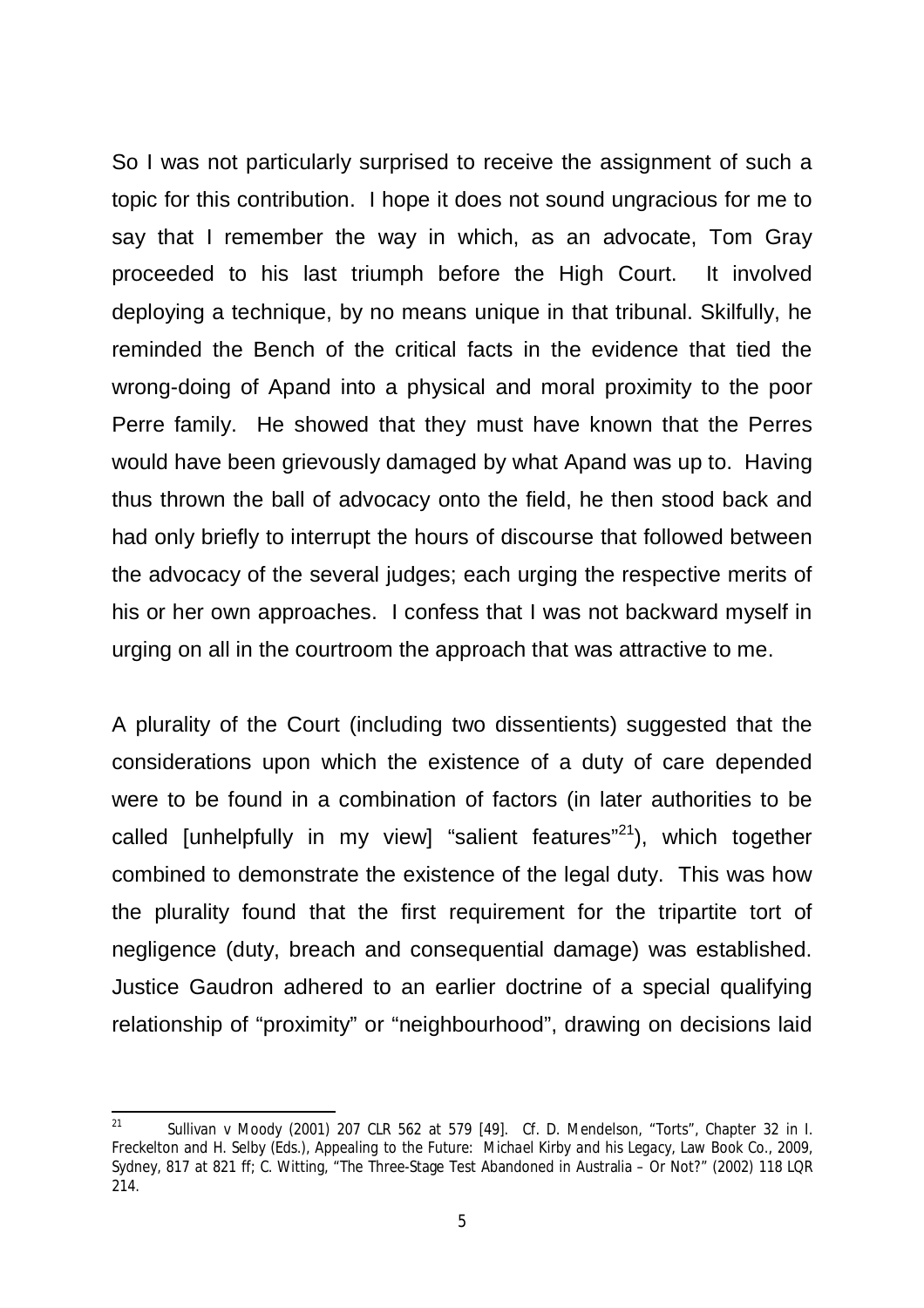So I was not particularly surprised to receive the assignment of such a topic for this contribution. I hope it does not sound ungracious for me to say that I remember the way in which, as an advocate, Tom Gray proceeded to his last triumph before the High Court. It involved deploying a technique, by no means unique in that tribunal. Skilfully, he reminded the Bench of the critical facts in the evidence that tied the wrong-doing of Apand into a physical and moral proximity to the poor Perre family. He showed that they must have known that the Perres would have been grievously damaged by what Apand was up to. Having thus thrown the ball of advocacy onto the field, he then stood back and had only briefly to interrupt the hours of discourse that followed between the advocacy of the several judges; each urging the respective merits of his or her own approaches. I confess that I was not backward myself in urging on all in the courtroom the approach that was attractive to me.

A plurality of the Court (including two dissentients) suggested that the considerations upon which the existence of a duty of care depended were to be found in a combination of factors (in later authorities to be called [unhelpfully in my view] "salient features"[21]), which together combined to demonstrate the existence of the legal duty. This was how the plurality found that the first requirement for the tripartite tort of negligence (duty, breach and consequential damage) was established. Justice Gaudron adhered to an earlier doctrine of a special qualifying relationship of "proximity" or "neighbourhood", drawing on decisions laid

---

[21] Sullivan v Moody (2001) 207 CLR 562 at 579 [49]. Cf. D. Mendelson, "Torts", Chapter 32 in I. Freckelton and H. Selby (Eds.), *Appealing to the Future: Michael Kirby and his Legacy*, Law Book Co., 2009, Sydney, 817 at 821 ff; C. Witting, "The Three-Stage Test Abandoned in Australia – Or Not?" (2002) 118 LQR 214.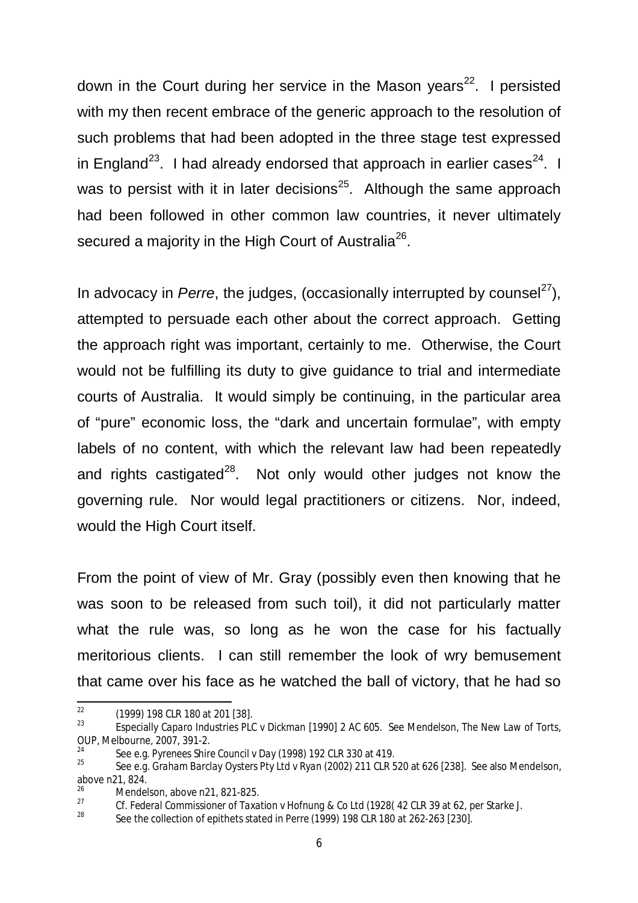down in the Court during her service in the Mason years[22]. I persisted with my then recent embrace of the generic approach to the resolution of such problems that had been adopted in the three stage test expressed in England[23]. I had already endorsed that approach in earlier cases[24]. I was to persist with it in later decisions[25]. Although the same approach had been followed in other common law countries, it never ultimately secured a majority in the High Court of Australia[26].

In advocacy in *Perre*, the judges, (occasionally interrupted by counsel[27]), attempted to persuade each other about the correct approach. Getting the approach right was important, certainly to me. Otherwise, the Court would not be fulfilling its duty to give guidance to trial and intermediate courts of Australia. It would simply be continuing, in the particular area of "pure" economic loss, the "dark and uncertain formulae", with empty labels of no content, with which the relevant law had been repeatedly and rights castigated[28]. Not only would other judges not know the governing rule. Nor would legal practitioners or citizens. Nor, indeed, would the High Court itself.

From the point of view of Mr. Gray (possibly even then knowing that he was soon to be released from such toil), it did not particularly matter what the rule was, so long as he won the case for his factually meritorious clients. I can still remember the look of wry bemusement that came over his face as he watched the ball of victory, that he had so

---

[22] (1999) 198 CLR 180 at 201 [38].

[23] Especially *Caparo Industries PLC v Dickman* [1990] 2 AC 605. See Mendelson, *The New Law of Torts*, OUP, Melbourne, 2007, 391-2.

[24] See e.g. *Pyrenees Shire Council v Day* (1998) 192 CLR 330 at 419.

[25] See e.g. *Graham Barclay Oysters Pty Ltd v Ryan* (2002) 211 CLR 520 at 626 [238]. See also Mendelson, above n21, 824.

[26] Mendelson, above n21, 821-825.

[27] Cf. *Federal Commissioner of Taxation v Hofnung & Co Ltd* (1928( 42 CLR 39 at 62, per Starke J.

[28] See the collection of epithets stated in *Perre* (1999) 198 CLR 180 at 262-263 [230].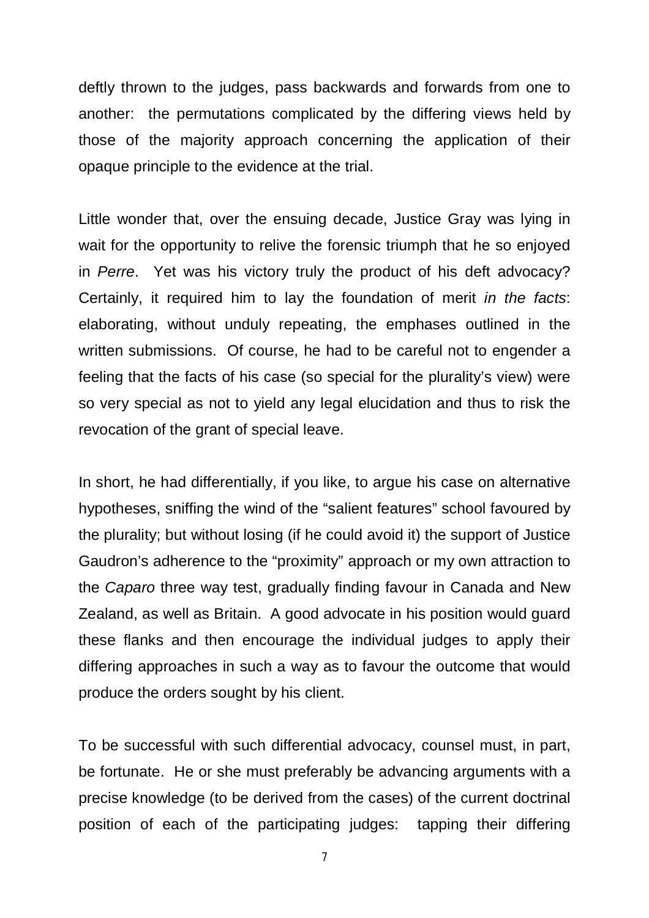deftly thrown to the judges, pass backwards and forwards from one to another: the permutations complicated by the differing views held by those of the majority approach concerning the application of their opaque principle to the evidence at the trial.

Little wonder that, over the ensuing decade, Justice Gray was lying in wait for the opportunity to relive the forensic triumph that he so enjoyed in *Perre*. Yet was his victory truly the product of his deft advocacy? Certainly, it required him to lay the foundation of merit *in the facts*: elaborating, without unduly repeating, the emphases outlined in the written submissions. Of course, he had to be careful not to engender a feeling that the facts of his case (so special for the plurality's view) were so very special as not to yield any legal elucidation and thus to risk the revocation of the grant of special leave.

In short, he had differentially, if you like, to argue his case on alternative hypotheses, sniffing the wind of the "salient features" school favoured by the plurality; but without losing (if he could avoid it) the support of Justice Gaudron's adherence to the "proximity" approach or my own attraction to the *Caparo* three way test, gradually finding favour in Canada and New Zealand, as well as Britain. A good advocate in his position would guard these flanks and then encourage the individual judges to apply their differing approaches in such a way as to favour the outcome that would produce the orders sought by his client.

To be successful with such differential advocacy, counsel must, in part, be fortunate. He or she must preferably be advancing arguments with a precise knowledge (to be derived from the cases) of the current doctrinal position of each of the participating judges: tapping their differing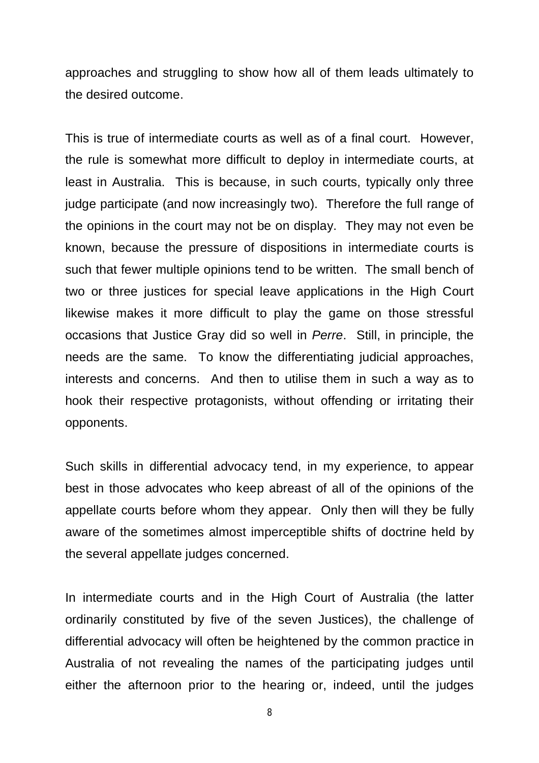approaches and struggling to show how all of them leads ultimately to the desired outcome.

This is true of intermediate courts as well as of a final court. However, the rule is somewhat more difficult to deploy in intermediate courts, at least in Australia. This is because, in such courts, typically only three judge participate (and now increasingly two). Therefore the full range of the opinions in the court may not be on display. They may not even be known, because the pressure of dispositions in intermediate courts is such that fewer multiple opinions tend to be written. The small bench of two or three justices for special leave applications in the High Court likewise makes it more difficult to play the game on those stressful occasions that Justice Gray did so well in *Perre*. Still, in principle, the needs are the same. To know the differentiating judicial approaches, interests and concerns. And then to utilise them in such a way as to hook their respective protagonists, without offending or irritating their opponents.

Such skills in differential advocacy tend, in my experience, to appear best in those advocates who keep abreast of all of the opinions of the appellate courts before whom they appear. Only then will they be fully aware of the sometimes almost imperceptible shifts of doctrine held by the several appellate judges concerned.

In intermediate courts and in the High Court of Australia (the latter ordinarily constituted by five of the seven Justices), the challenge of differential advocacy will often be heightened by the common practice in Australia of not revealing the names of the participating judges until either the afternoon prior to the hearing or, indeed, until the judges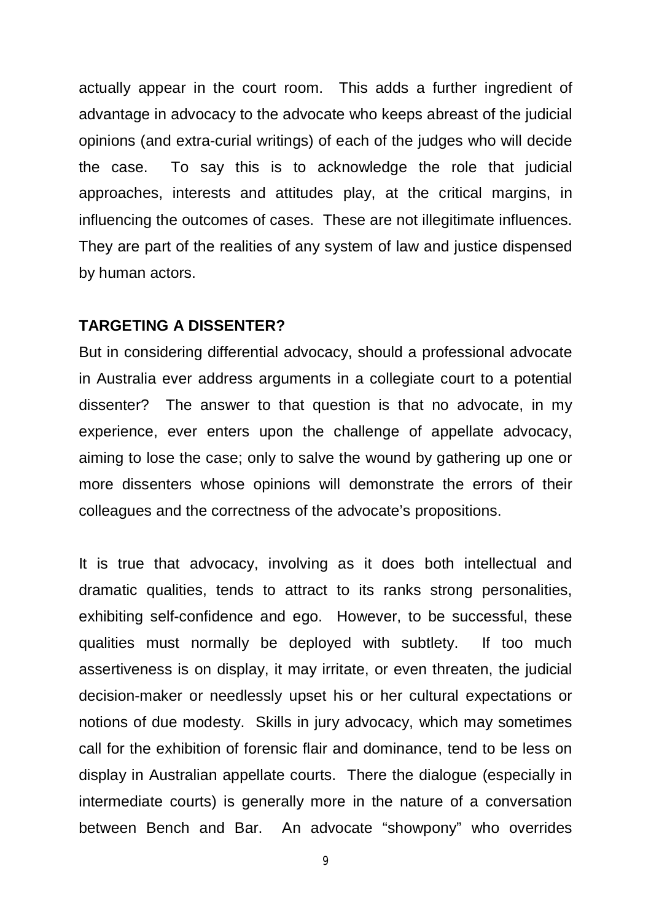actually appear in the court room. This adds a further ingredient of advantage in advocacy to the advocate who keeps abreast of the judicial opinions (and extra-curial writings) of each of the judges who will decide the case. To say this is to acknowledge the role that judicial approaches, interests and attitudes play, at the critical margins, in influencing the outcomes of cases. These are not illegitimate influences. They are part of the realities of any system of law and justice dispensed by human actors.

**TARGETING A DISSENTER?**

But in considering differential advocacy, should a professional advocate in Australia ever address arguments in a collegiate court to a potential dissenter? The answer to that question is that no advocate, in my experience, ever enters upon the challenge of appellate advocacy, aiming to lose the case; only to salve the wound by gathering up one or more dissenters whose opinions will demonstrate the errors of their colleagues and the correctness of the advocate's propositions.

It is true that advocacy, involving as it does both intellectual and dramatic qualities, tends to attract to its ranks strong personalities, exhibiting self-confidence and ego. However, to be successful, these qualities must normally be deployed with subtlety. If too much assertiveness is on display, it may irritate, or even threaten, the judicial decision-maker or needlessly upset his or her cultural expectations or notions of due modesty. Skills in jury advocacy, which may sometimes call for the exhibition of forensic flair and dominance, tend to be less on display in Australian appellate courts. There the dialogue (especially in intermediate courts) is generally more in the nature of a conversation between Bench and Bar. An advocate "showpony" who overrides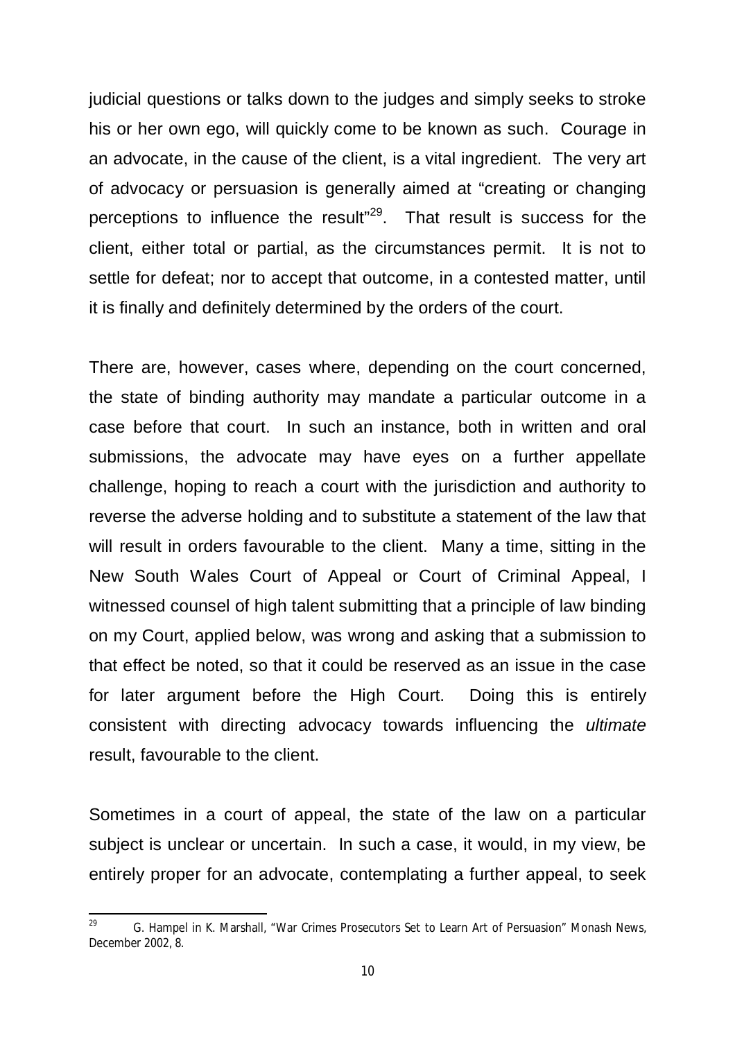judicial questions or talks down to the judges and simply seeks to stroke his or her own ego, will quickly come to be known as such. Courage in an advocate, in the cause of the client, is a vital ingredient. The very art of advocacy or persuasion is generally aimed at "creating or changing perceptions to influence the result"[29]. That result is success for the client, either total or partial, as the circumstances permit. It is not to settle for defeat; nor to accept that outcome, in a contested matter, until it is finally and definitely determined by the orders of the court.

There are, however, cases where, depending on the court concerned, the state of binding authority may mandate a particular outcome in a case before that court. In such an instance, both in written and oral submissions, the advocate may have eyes on a further appellate challenge, hoping to reach a court with the jurisdiction and authority to reverse the adverse holding and to substitute a statement of the law that will result in orders favourable to the client. Many a time, sitting in the New South Wales Court of Appeal or Court of Criminal Appeal, I witnessed counsel of high talent submitting that a principle of law binding on my Court, applied below, was wrong and asking that a submission to that effect be noted, so that it could be reserved as an issue in the case for later argument before the High Court. Doing this is entirely consistent with directing advocacy towards influencing the *ultimate* result, favourable to the client.

Sometimes in a court of appeal, the state of the law on a particular subject is unclear or uncertain. In such a case, it would, in my view, be entirely proper for an advocate, contemplating a further appeal, to seek

---

[29] G. Hampel in K. Marshall, "War Crimes Prosecutors Set to Learn Art of Persuasion" *Monash News*, December 2002, 8.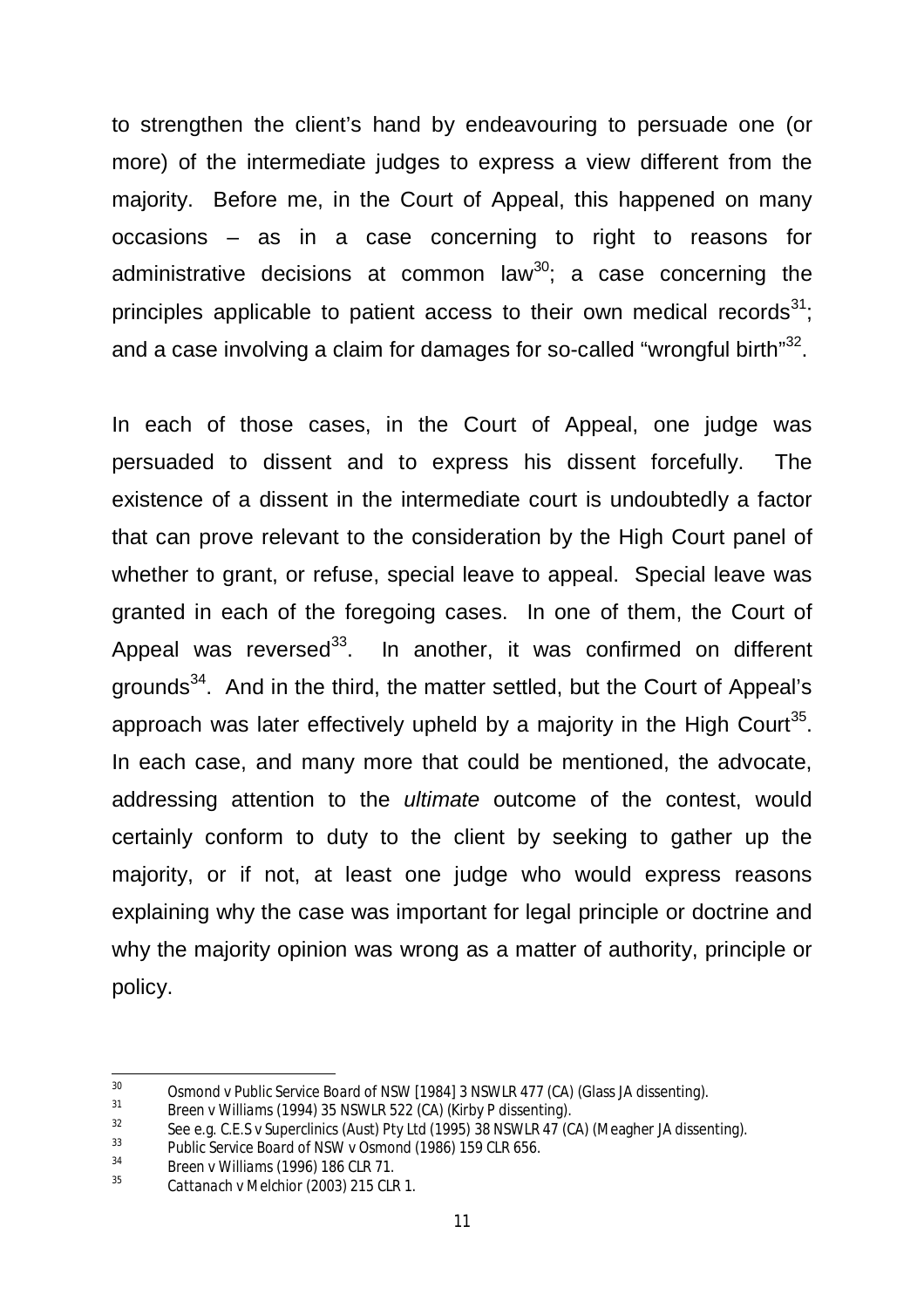to strengthen the client's hand by endeavouring to persuade one (or more) of the intermediate judges to express a view different from the majority. Before me, in the Court of Appeal, this happened on many occasions – as in a case concerning to right to reasons for administrative decisions at common law[30]; a case concerning the principles applicable to patient access to their own medical records[31]; and a case involving a claim for damages for so-called "wrongful birth"[32].

In each of those cases, in the Court of Appeal, one judge was persuaded to dissent and to express his dissent forcefully. The existence of a dissent in the intermediate court is undoubtedly a factor that can prove relevant to the consideration by the High Court panel of whether to grant, or refuse, special leave to appeal. Special leave was granted in each of the foregoing cases. In one of them, the Court of Appeal was reversed[33]. In another, it was confirmed on different grounds[34]. And in the third, the matter settled, but the Court of Appeal's approach was later effectively upheld by a majority in the High Court[35]. In each case, and many more that could be mentioned, the advocate, addressing attention to the *ultimate* outcome of the contest, would certainly conform to duty to the client by seeking to gather up the majority, or if not, at least one judge who would express reasons explaining why the case was important for legal principle or doctrine and why the majority opinion was wrong as a matter of authority, principle or policy.

---

[30] *Osmond v Public Service Board of NSW* [1984] 3 NSWLR 477 (CA) (Glass JA dissenting).

[31] *Breen v Williams* (1994) 35 NSWLR 522 (CA) (Kirby P dissenting).

[32] See e.g. *C.E.S v Superclinics (Aust) Pty Ltd* (1995) 38 NSWLR 47 (CA) (Meagher JA dissenting).

[33] *Public Service Board of NSW v Osmond* (1986) 159 CLR 656.

[34] *Breen v Williams* (1996) 186 CLR 71.

[35] *Cattanach v Melchior* (2003) 215 CLR 1.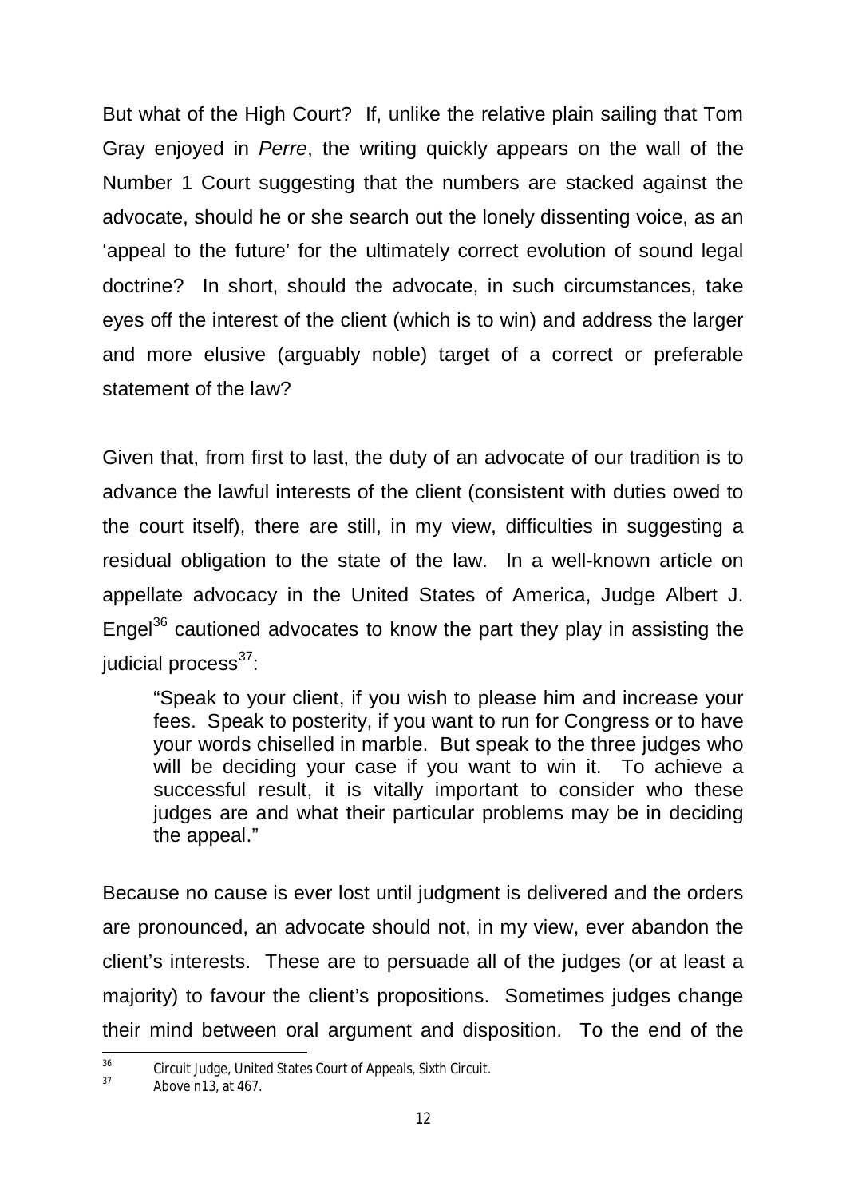But what of the High Court? If, unlike the relative plain sailing that Tom Gray enjoyed in *Perre*, the writing quickly appears on the wall of the Number 1 Court suggesting that the numbers are stacked against the advocate, should he or she search out the lonely dissenting voice, as an 'appeal to the future' for the ultimately correct evolution of sound legal doctrine? In short, should the advocate, in such circumstances, take eyes off the interest of the client (which is to win) and address the larger and more elusive (arguably noble) target of a correct or preferable statement of the law?

Given that, from first to last, the duty of an advocate of our tradition is to advance the lawful interests of the client (consistent with duties owed to the court itself), there are still, in my view, difficulties in suggesting a residual obligation to the state of the law. In a well-known article on appellate advocacy in the United States of America, Judge Albert J. Engel[36] cautioned advocates to know the part they play in assisting the judicial process[37]:

> "Speak to your client, if you wish to please him and increase your fees. Speak to posterity, if you want to run for Congress or to have your words chiselled in marble. But speak to the three judges who will be deciding your case if you want to win it. To achieve a successful result, it is vitally important to consider who these judges are and what their particular problems may be in deciding the appeal."

Because no cause is ever lost until judgment is delivered and the orders are pronounced, an advocate should not, in my view, ever abandon the client's interests. These are to persuade all of the judges (or at least a majority) to favour the client's propositions. Sometimes judges change their mind between oral argument and disposition. To the end of the

---

[36] Circuit Judge, United States Court of Appeals, Sixth Circuit.

[37] Above n13, at 467.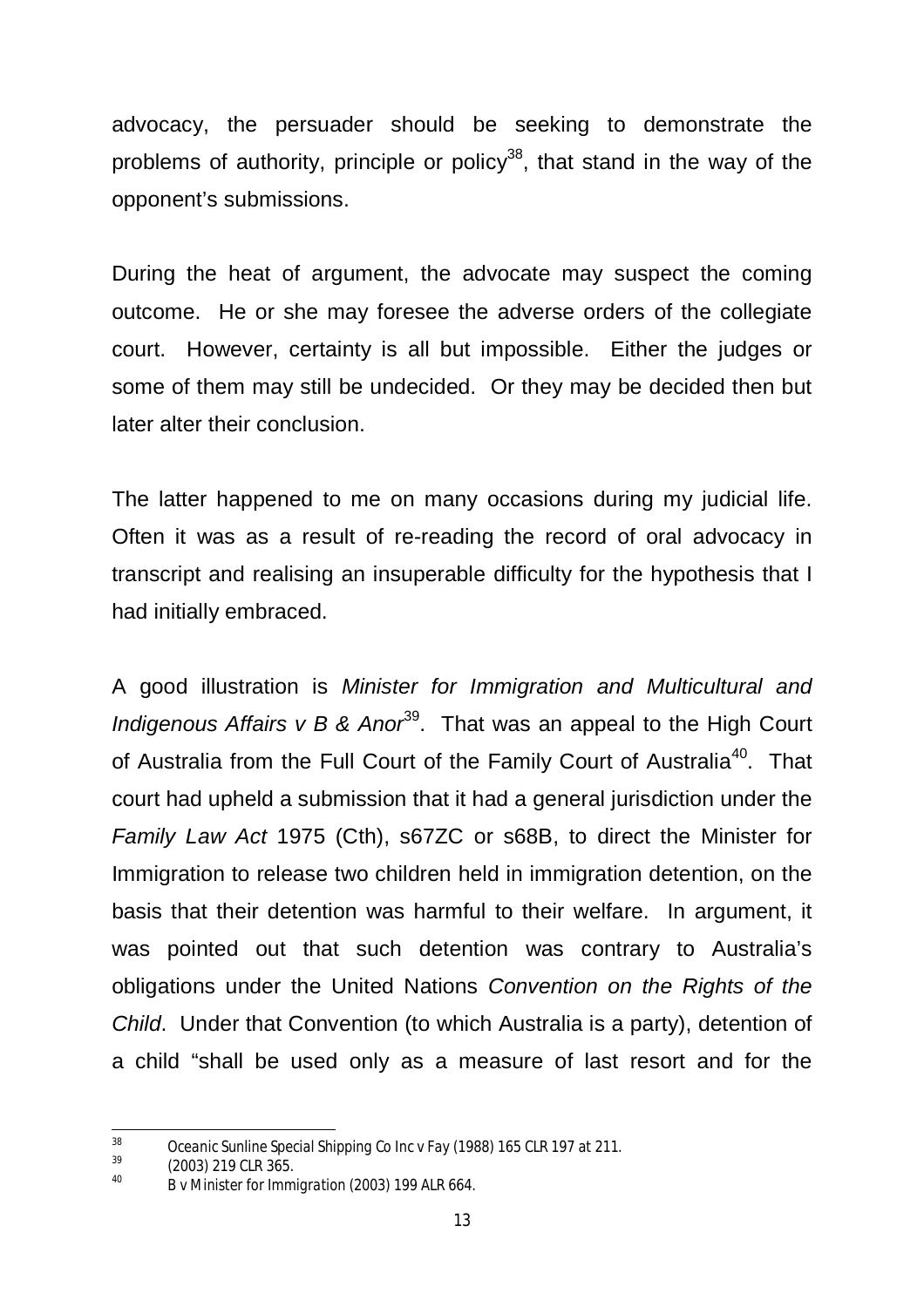advocacy, the persuader should be seeking to demonstrate the problems of authority, principle or policy[38], that stand in the way of the opponent's submissions.

During the heat of argument, the advocate may suspect the coming outcome. He or she may foresee the adverse orders of the collegiate court. However, certainty is all but impossible. Either the judges or some of them may still be undecided. Or they may be decided then but later alter their conclusion.

The latter happened to me on many occasions during my judicial life. Often it was as a result of re-reading the record of oral advocacy in transcript and realising an insuperable difficulty for the hypothesis that I had initially embraced.

A good illustration is *Minister for Immigration and Multicultural and Indigenous Affairs v B & Anor*[39]. That was an appeal to the High Court of Australia from the Full Court of the Family Court of Australia[40]. That court had upheld a submission that it had a general jurisdiction under the *Family Law Act* 1975 (Cth), s67ZC or s68B, to direct the Minister for Immigration to release two children held in immigration detention, on the basis that their detention was harmful to their welfare. In argument, it was pointed out that such detention was contrary to Australia's obligations under the United Nations *Convention on the Rights of the Child*. Under that Convention (to which Australia is a party), detention of a child "shall be used only as a measure of last resort and for the

---

[38] *Oceanic Sunline Special Shipping Co Inc v Fay* (1988) 165 CLR 197 at 211.

[39] (2003) 219 CLR 365.

[40] *B v Minister for Immigration* (2003) 199 ALR 664.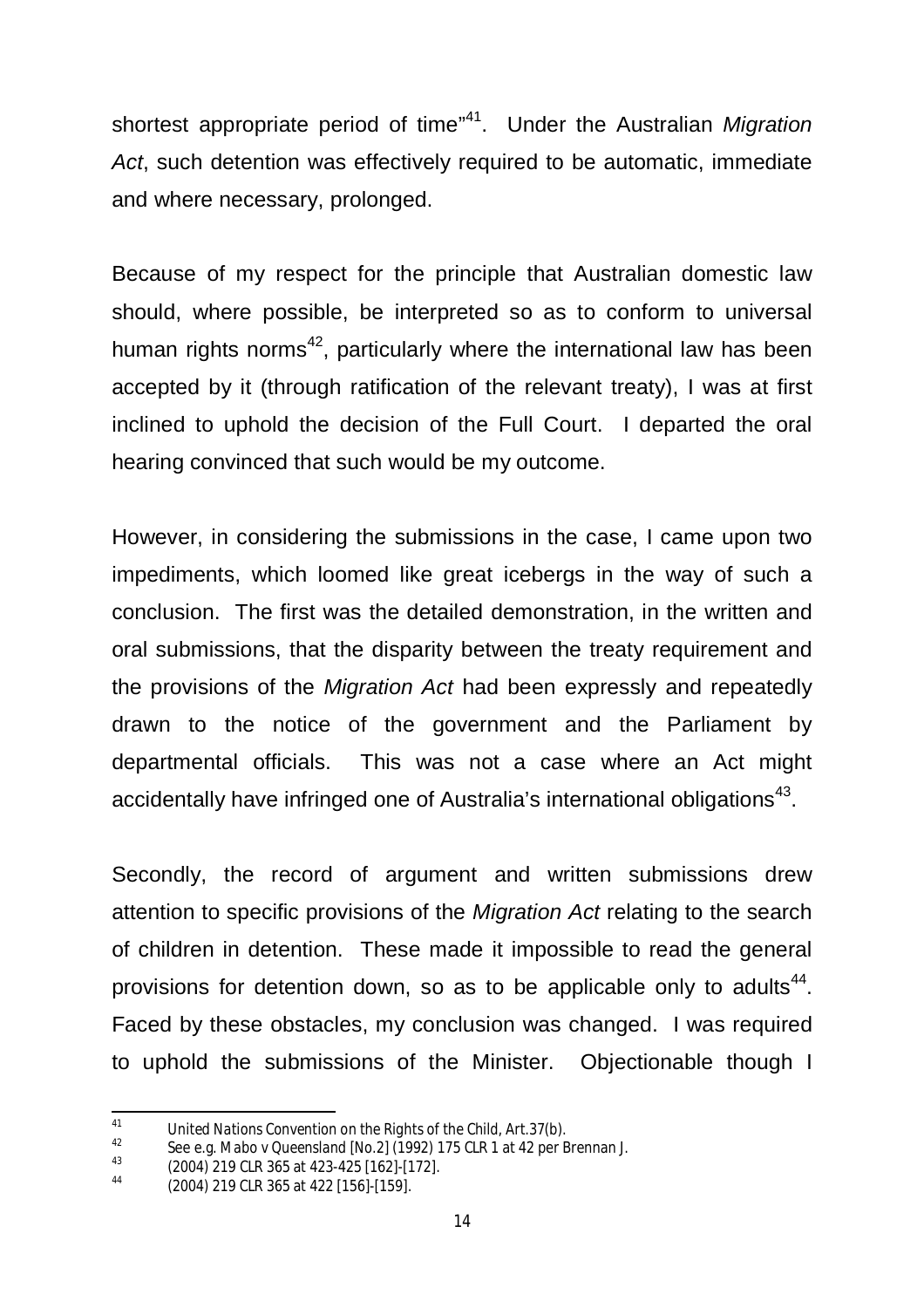shortest appropriate period of time"[41]. Under the Australian *Migration Act*, such detention was effectively required to be automatic, immediate and where necessary, prolonged.

Because of my respect for the principle that Australian domestic law should, where possible, be interpreted so as to conform to universal human rights norms[42], particularly where the international law has been accepted by it (through ratification of the relevant treaty), I was at first inclined to uphold the decision of the Full Court. I departed the oral hearing convinced that such would be my outcome.

However, in considering the submissions in the case, I came upon two impediments, which loomed like great icebergs in the way of such a conclusion. The first was the detailed demonstration, in the written and oral submissions, that the disparity between the treaty requirement and the provisions of the *Migration Act* had been expressly and repeatedly drawn to the notice of the government and the Parliament by departmental officials. This was not a case where an Act might accidentally have infringed one of Australia's international obligations[43].

Secondly, the record of argument and written submissions drew attention to specific provisions of the *Migration Act* relating to the search of children in detention. These made it impossible to read the general provisions for detention down, so as to be applicable only to adults[44]. Faced by these obstacles, my conclusion was changed. I was required to uphold the submissions of the Minister. Objectionable though I

---

[41] *United Nations Convention on the Rights of the Child*, Art.37(b).

[42] See e.g. *Mabo v Queensland [No.2]* (1992) 175 CLR 1 at 42 per Brennan J.

[43] (2004) 219 CLR 365 at 423-425 [162]-[172].

[44] (2004) 219 CLR 365 at 422 [156]-[159].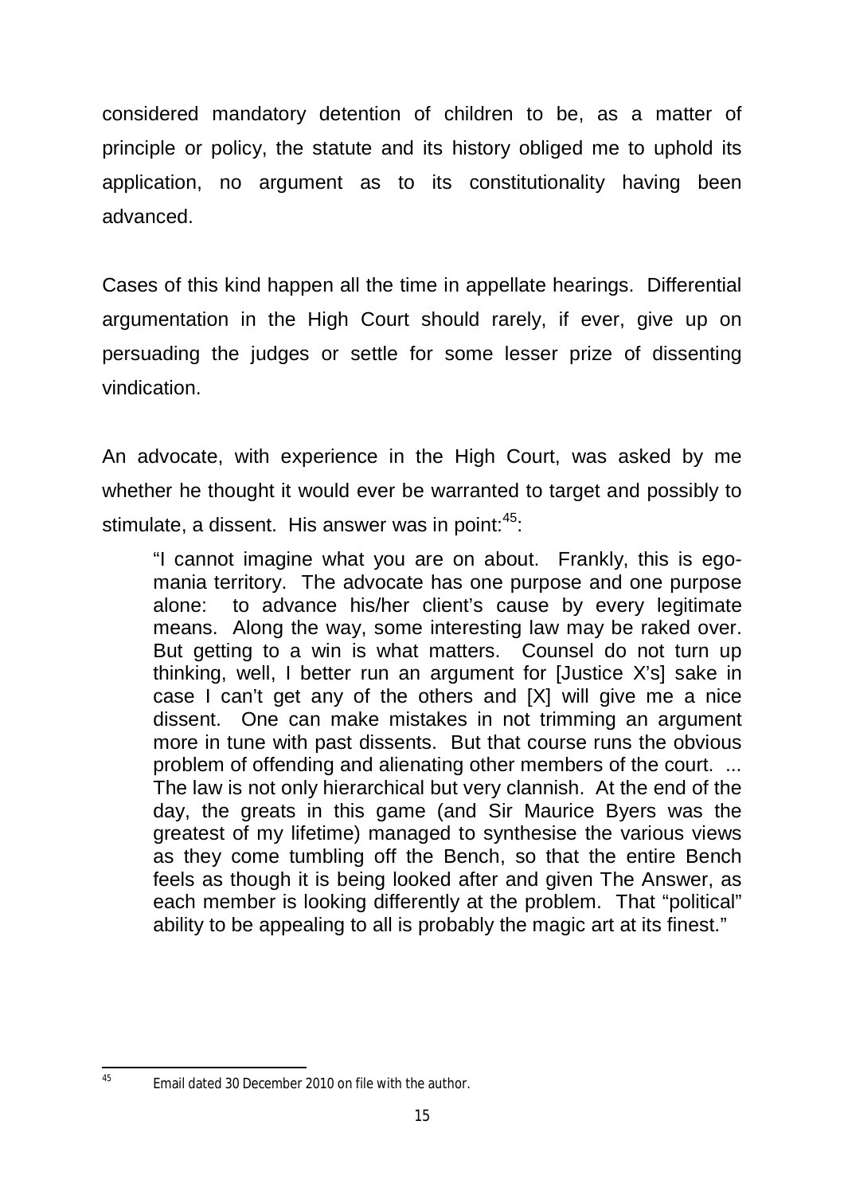considered mandatory detention of children to be, as a matter of principle or policy, the statute and its history obliged me to uphold its application, no argument as to its constitutionality having been advanced.

Cases of this kind happen all the time in appellate hearings. Differential argumentation in the High Court should rarely, if ever, give up on persuading the judges or settle for some lesser prize of dissenting vindication.

An advocate, with experience in the High Court, was asked by me whether he thought it would ever be warranted to target and possibly to stimulate, a dissent. His answer was in point:[45]:

> "I cannot imagine what you are on about. Frankly, this is ego-mania territory. The advocate has one purpose and one purpose alone: to advance his/her client's cause by every legitimate means. Along the way, some interesting law may be raked over. But getting to a win is what matters. Counsel do not turn up thinking, well, I better run an argument for [Justice X's] sake in case I can't get any of the others and [X] will give me a nice dissent. One can make mistakes in not trimming an argument more in tune with past dissents. But that course runs the obvious problem of offending and alienating other members of the court. ... The law is not only hierarchical but very clannish. At the end of the day, the greats in this game (and Sir Maurice Byers was the greatest of my lifetime) managed to synthesise the various views as they come tumbling off the Bench, so that the entire Bench feels as though it is being looked after and given The Answer, as each member is looking differently at the problem. That "political" ability to be appealing to all is probably the magic art at its finest."

---

[45] Email dated 30 December 2010 on file with the author.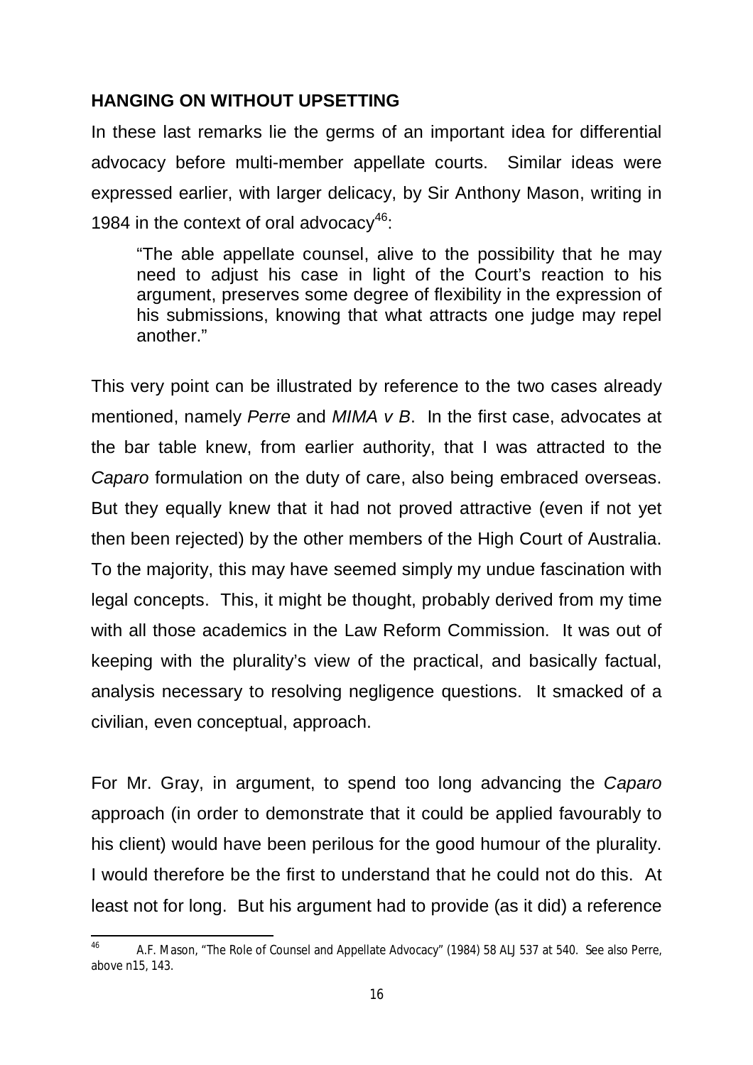## HANGING ON WITHOUT UPSETTING

In these last remarks lie the germs of an important idea for differential advocacy before multi-member appellate courts. Similar ideas were expressed earlier, with larger delicacy, by Sir Anthony Mason, writing in 1984 in the context of oral advocacy[46]:

> "The able appellate counsel, alive to the possibility that he may need to adjust his case in light of the Court's reaction to his argument, preserves some degree of flexibility in the expression of his submissions, knowing that what attracts one judge may repel another."

This very point can be illustrated by reference to the two cases already mentioned, namely *Perre* and *MIMA v B*. In the first case, advocates at the bar table knew, from earlier authority, that I was attracted to the *Caparo* formulation on the duty of care, also being embraced overseas. But they equally knew that it had not proved attractive (even if not yet then been rejected) by the other members of the High Court of Australia. To the majority, this may have seemed simply my undue fascination with legal concepts. This, it might be thought, probably derived from my time with all those academics in the Law Reform Commission. It was out of keeping with the plurality's view of the practical, and basically factual, analysis necessary to resolving negligence questions. It smacked of a civilian, even conceptual, approach.

For Mr. Gray, in argument, to spend too long advancing the *Caparo* approach (in order to demonstrate that it could be applied favourably to his client) would have been perilous for the good humour of the plurality. I would therefore be the first to understand that he could not do this. At least not for long. But his argument had to provide (as it did) a reference

---

[46] A.F. Mason, "The Role of Counsel and Appellate Advocacy" (1984) 58 ALJ 537 at 540. See also Perre, above n15, 143.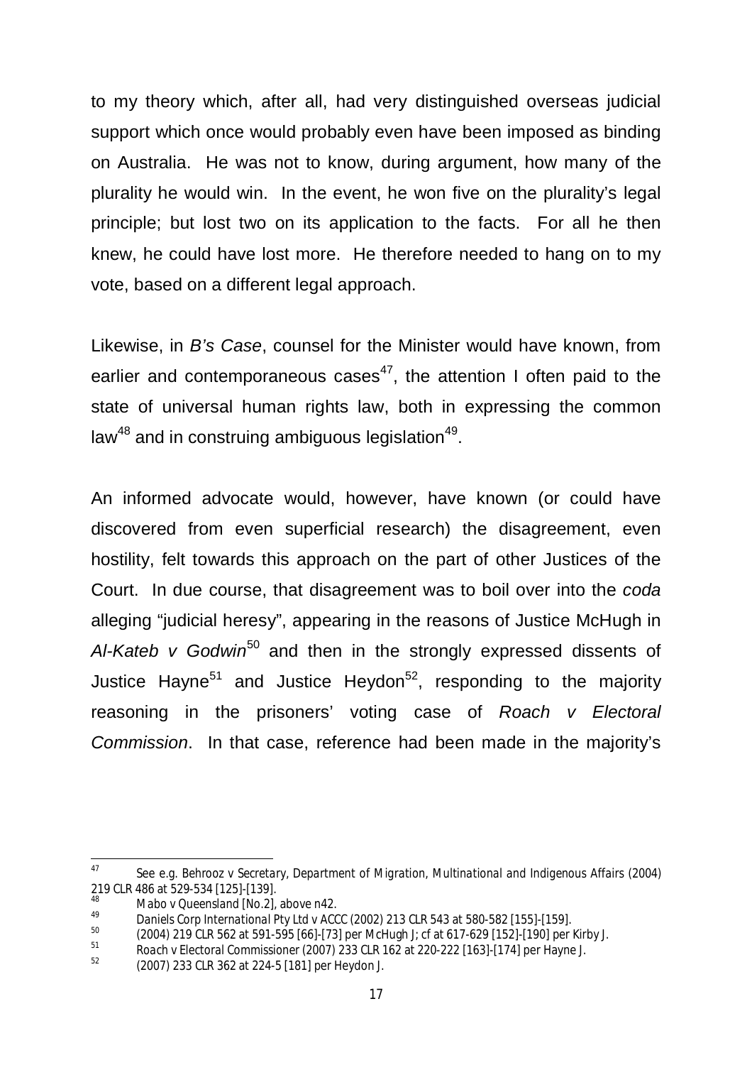to my theory which, after all, had very distinguished overseas judicial support which once would probably even have been imposed as binding on Australia. He was not to know, during argument, how many of the plurality he would win. In the event, he won five on the plurality's legal principle; but lost two on its application to the facts. For all he then knew, he could have lost more. He therefore needed to hang on to my vote, based on a different legal approach.

Likewise, in *B's Case*, counsel for the Minister would have known, from earlier and contemporaneous cases[47], the attention I often paid to the state of universal human rights law, both in expressing the common law[48] and in construing ambiguous legislation[49].

An informed advocate would, however, have known (or could have discovered from even superficial research) the disagreement, even hostility, felt towards this approach on the part of other Justices of the Court. In due course, that disagreement was to boil over into the *coda* alleging "judicial heresy", appearing in the reasons of Justice McHugh in *Al-Kateb v Godwin*[50] and then in the strongly expressed dissents of Justice Hayne[51] and Justice Heydon[52], responding to the majority reasoning in the prisoners' voting case of *Roach v Electoral Commission*. In that case, reference had been made in the majority's

---

[47] See e.g. *Behrooz v Secretary, Department of Migration, Multinational and Indigenous Affairs* (2004) 219 CLR 486 at 529-534 [125]-[139].

[48] *Mabo v Queensland [No.2]*, above n42.

[49] *Daniels Corp International Pty Ltd v ACCC* (2002) 213 CLR 543 at 580-582 [155]-[159].

[50] (2004) 219 CLR 562 at 591-595 [66]-[73] per McHugh J; cf at 617-629 [152]-[190] per Kirby J.

[51] *Roach v Electoral Commissioner* (2007) 233 CLR 162 at 220-222 [163]-[174] per Hayne J.

[52] (2007) 233 CLR 362 at 224-5 [181] per Heydon J.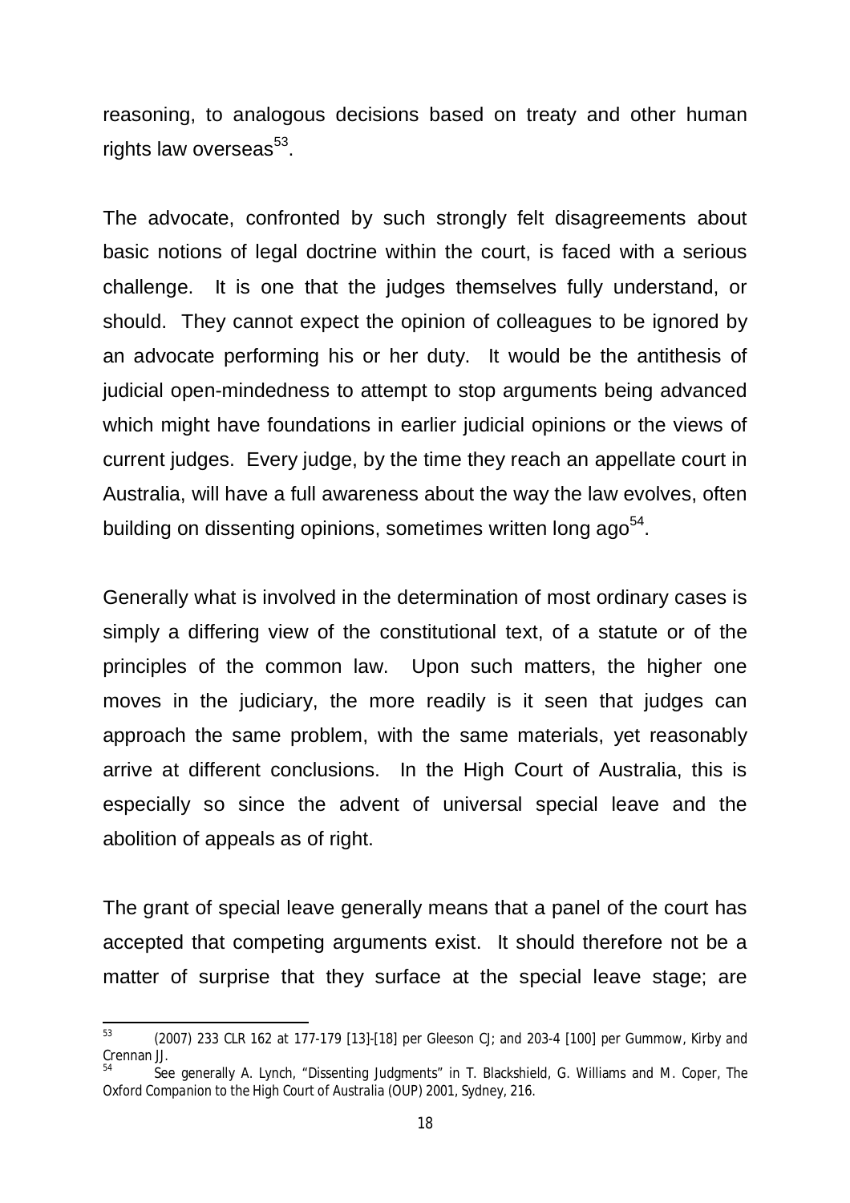reasoning, to analogous decisions based on treaty and other human rights law overseas[53].

The advocate, confronted by such strongly felt disagreements about basic notions of legal doctrine within the court, is faced with a serious challenge. It is one that the judges themselves fully understand, or should. They cannot expect the opinion of colleagues to be ignored by an advocate performing his or her duty. It would be the antithesis of judicial open-mindedness to attempt to stop arguments being advanced which might have foundations in earlier judicial opinions or the views of current judges. Every judge, by the time they reach an appellate court in Australia, will have a full awareness about the way the law evolves, often building on dissenting opinions, sometimes written long ago[54].

Generally what is involved in the determination of most ordinary cases is simply a differing view of the constitutional text, of a statute or of the principles of the common law. Upon such matters, the higher one moves in the judiciary, the more readily is it seen that judges can approach the same problem, with the same materials, yet reasonably arrive at different conclusions. In the High Court of Australia, this is especially so since the advent of universal special leave and the abolition of appeals as of right.

The grant of special leave generally means that a panel of the court has accepted that competing arguments exist. It should therefore not be a matter of surprise that they surface at the special leave stage; are

---

[53] (2007) 233 CLR 162 at 177-179 [13]-[18] per Gleeson CJ; and 203-4 [100] per Gummow, Kirby and Crennan JJ.

[54] See generally A. Lynch, "Dissenting Judgments" in T. Blackshield, G. Williams and M. Coper, *The Oxford Companion to the High Court of Australia* (OUP) 2001, Sydney, 216.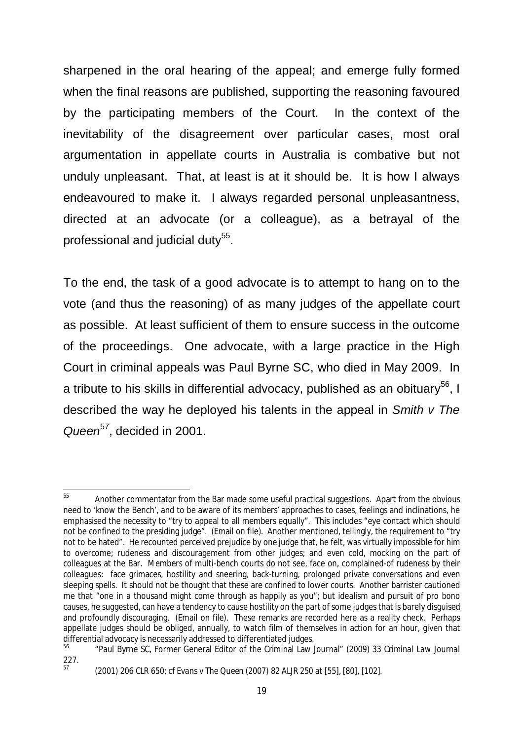sharpened in the oral hearing of the appeal; and emerge fully formed when the final reasons are published, supporting the reasoning favoured by the participating members of the Court. In the context of the inevitability of the disagreement over particular cases, most oral argumentation in appellate courts in Australia is combative but not unduly unpleasant. That, at least is at it should be. It is how I always endeavoured to make it. I always regarded personal unpleasantness, directed at an advocate (or a colleague), as a betrayal of the professional and judicial duty[55].

To the end, the task of a good advocate is to attempt to hang on to the vote (and thus the reasoning) of as many judges of the appellate court as possible. At least sufficient of them to ensure success in the outcome of the proceedings. One advocate, with a large practice in the High Court in criminal appeals was Paul Byrne SC, who died in May 2009. In a tribute to his skills in differential advocacy, published as an obituary[56], I described the way he deployed his talents in the appeal in *Smith v The Queen*[57], decided in 2001.

---

[55] Another commentator from the Bar made some useful practical suggestions. Apart from the obvious need to 'know the Bench', and to be aware of its members' approaches to cases, feelings and inclinations, he emphasised the necessity to "try to appeal to all members equally". This includes "eye contact which should not be confined to the presiding judge". (Email on file). Another mentioned, tellingly, the requirement to "try not to be hated". He recounted perceived prejudice by one judge that, he felt, was virtually impossible for him to overcome; rudeness and discouragement from other judges; and even cold, mocking on the part of colleagues at the Bar. Members of multi-bench courts do not see, face on, complained-of rudeness by their colleagues: face grimaces, hostility and sneering, back-turning, prolonged private conversations and even sleeping spells. It should not be thought that these are confined to lower courts. Another barrister cautioned me that "one in a thousand might come through as happily as you"; but idealism and pursuit of pro bono causes, he suggested, can have a tendency to cause hostility on the part of some judges that is barely disguised and profoundly discouraging. (Email on file). These remarks are recorded here as a reality check. Perhaps appellate judges should be obliged, annually, to watch film of themselves in action for an hour, given that differential advocacy is necessarily addressed to differentiated judges.

[56] "Paul Byrne SC, Former General Editor of the Criminal Law Journal" (2009) 33 *Criminal Law Journal* 227.

[57] (2001) 206 CLR 650; cf *Evans v The Queen* (2007) 82 ALJR 250 at [55], [80], [102].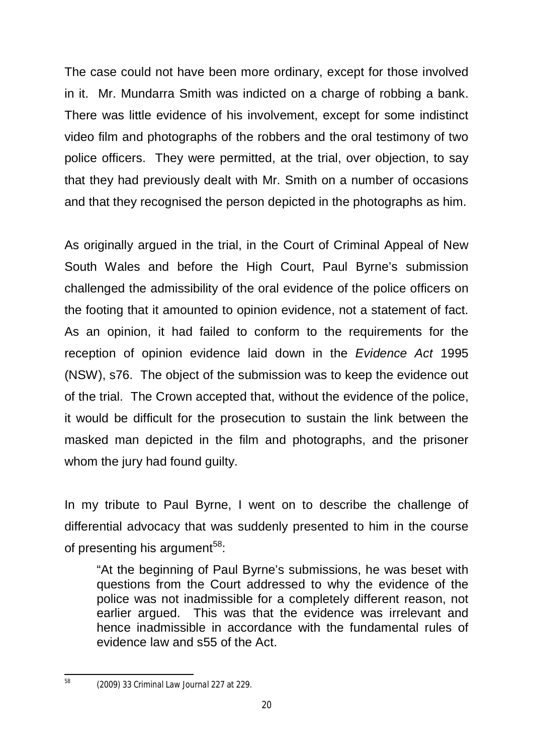The case could not have been more ordinary, except for those involved in it. Mr. Mundarra Smith was indicted on a charge of robbing a bank. There was little evidence of his involvement, except for some indistinct video film and photographs of the robbers and the oral testimony of two police officers. They were permitted, at the trial, over objection, to say that they had previously dealt with Mr. Smith on a number of occasions and that they recognised the person depicted in the photographs as him.

As originally argued in the trial, in the Court of Criminal Appeal of New South Wales and before the High Court, Paul Byrne's submission challenged the admissibility of the oral evidence of the police officers on the footing that it amounted to opinion evidence, not a statement of fact. As an opinion, it had failed to conform to the requirements for the reception of opinion evidence laid down in the *Evidence Act* 1995 (NSW), s76. The object of the submission was to keep the evidence out of the trial. The Crown accepted that, without the evidence of the police, it would be difficult for the prosecution to sustain the link between the masked man depicted in the film and photographs, and the prisoner whom the jury had found guilty.

In my tribute to Paul Byrne, I went on to describe the challenge of differential advocacy that was suddenly presented to him in the course of presenting his argument[58]:

> "At the beginning of Paul Byrne's submissions, he was beset with questions from the Court addressed to why the evidence of the police was not inadmissible for a completely different reason, not earlier argued. This was that the evidence was irrelevant and hence inadmissible in accordance with the fundamental rules of evidence law and s55 of the Act.

---

[58] (2009) 33 *Criminal Law Journal* 227 at 229.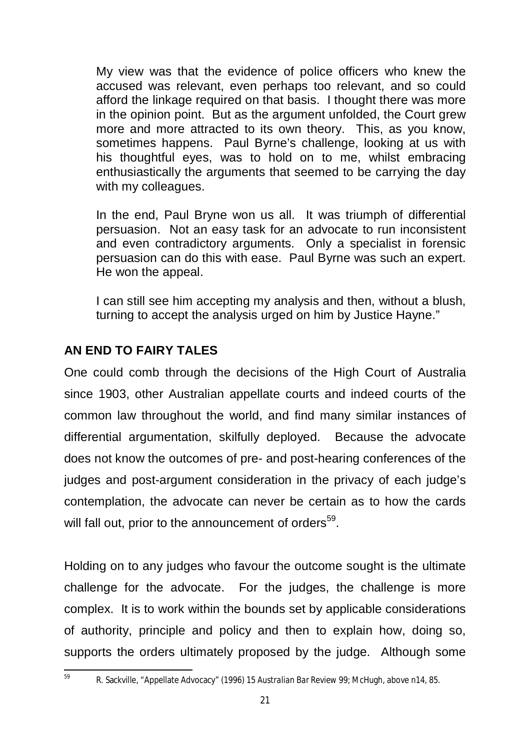My view was that the evidence of police officers who knew the accused was relevant, even perhaps too relevant, and so could afford the linkage required on that basis. I thought there was more in the opinion point. But as the argument unfolded, the Court grew more and more attracted to its own theory. This, as you know, sometimes happens. Paul Byrne's challenge, looking at us with his thoughtful eyes, was to hold on to me, whilst embracing enthusiastically the arguments that seemed to be carrying the day with my colleagues.

In the end, Paul Bryne won us all. It was triumph of differential persuasion. Not an easy task for an advocate to run inconsistent and even contradictory arguments. Only a specialist in forensic persuasion can do this with ease. Paul Byrne was such an expert. He won the appeal.

I can still see him accepting my analysis and then, without a blush, turning to accept the analysis urged on him by Justice Hayne."

## AN END TO FAIRY TALES

One could comb through the decisions of the High Court of Australia since 1903, other Australian appellate courts and indeed courts of the common law throughout the world, and find many similar instances of differential argumentation, skilfully deployed. Because the advocate does not know the outcomes of pre- and post-hearing conferences of the judges and post-argument consideration in the privacy of each judge's contemplation, the advocate can never be certain as to how the cards will fall out, prior to the announcement of orders[59].

Holding on to any judges who favour the outcome sought is the ultimate challenge for the advocate. For the judges, the challenge is more complex. It is to work within the bounds set by applicable considerations of authority, principle and policy and then to explain how, doing so, supports the orders ultimately proposed by the judge. Although some

[59] R. Sackville, "Appellate Advocacy" (1996) 15 *Australian Bar Review* 99; McHugh, above n14, 85.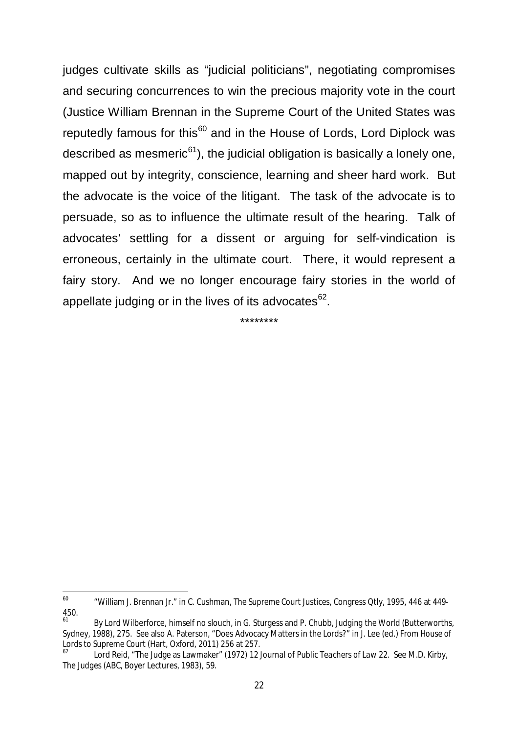judges cultivate skills as "judicial politicians", negotiating compromises and securing concurrences to win the precious majority vote in the court (Justice William Brennan in the Supreme Court of the United States was reputedly famous for this[60] and in the House of Lords, Lord Diplock was described as mesmeric[61]), the judicial obligation is basically a lonely one, mapped out by integrity, conscience, learning and sheer hard work. But the advocate is the voice of the litigant. The task of the advocate is to persuade, so as to influence the ultimate result of the hearing. Talk of advocates' settling for a dissent or arguing for self-vindication is erroneous, certainly in the ultimate court. There, it would represent a fairy story. And we no longer encourage fairy stories in the world of appellate judging or in the lives of its advocates[62].

********

---

[60] "William J. Brennan Jr." in C. Cushman, *The Supreme Court Justices*, Congress Qtly, 1995, 446 at 449-450.

[61] By Lord Wilberforce, himself no slouch, in G. Sturgess and P. Chubb, *Judging the World* (Butterworths, Sydney, 1988), 275. See also A. Paterson, "Does Advocacy Matters in the Lords?" in J. Lee (ed.) *From House of Lords to Supreme Court* (Hart, Oxford, 2011) 256 at 257.

[62] Lord Reid, "The Judge as Lawmaker" (1972) 12 *Journal of Public Teachers of Law* 22. See M.D. Kirby, *The Judges* (ABC, Boyer Lectures, 1983), 59.